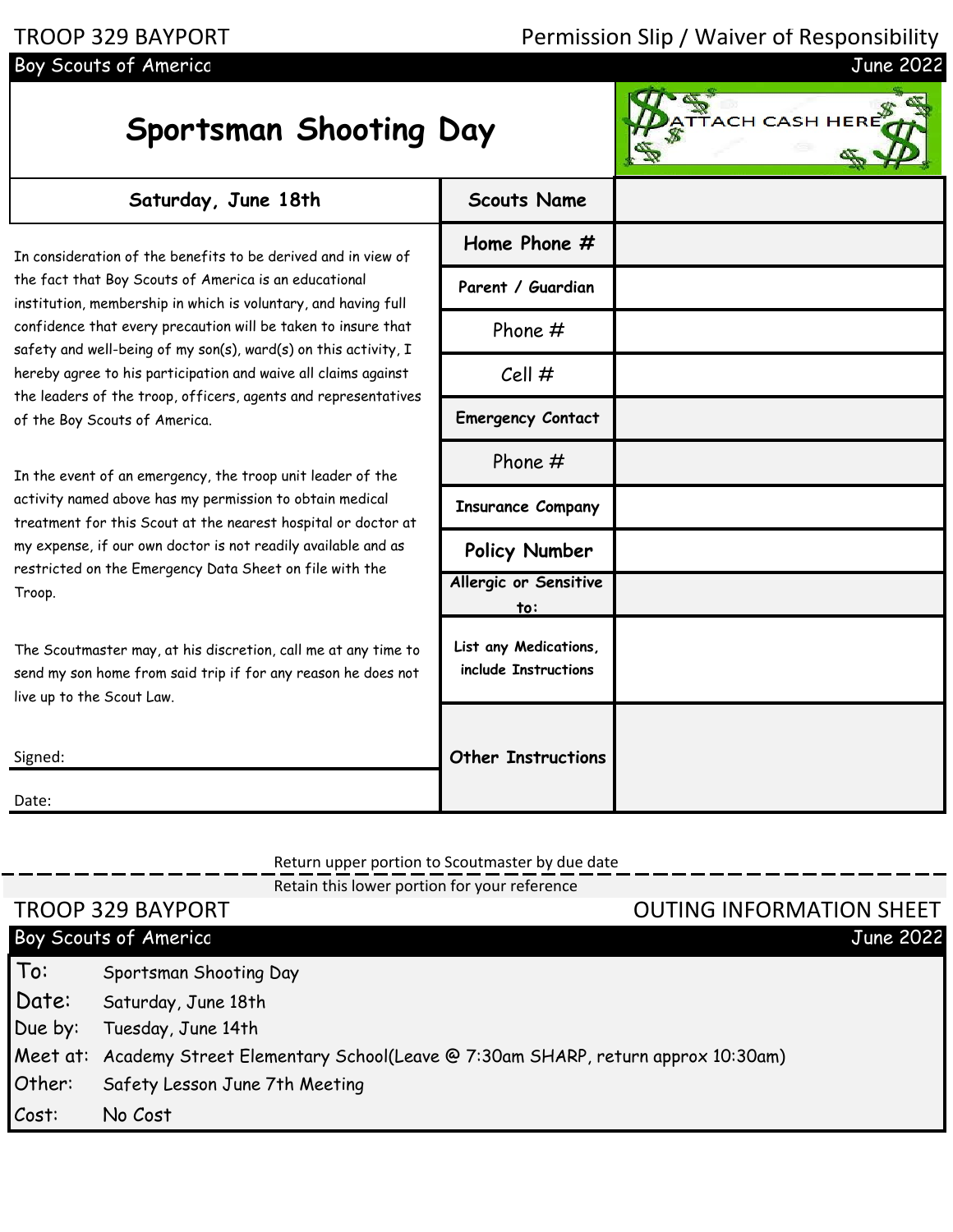TROOP 329 BAYPORT — Permission Slip / Waiver of Responsibility

Boy Scouts of America — June 2022

# Sportsman Shooting Day

ATTACH CASH HERE

## Saturday, June 18th

In consideration of the benefits to be derived and in view of the fact that Boy Scouts of America is an educational institution, membership in which is voluntary, and having full confidence that every precaution will be taken to insure that safety and well-being of my son(s), ward(s) on this activity, I hereby agree to his participation and waive all claims against the leaders of the troop, officers, agents and representatives of the Boy Scouts of America.

In the event of an emergency, the troop unit leader of the activity named above has my permission to obtain medical treatment for this Scout at the nearest hospital or doctor at my expense, if our own doctor is not readily available and as restricted on the Emergency Data Sheet on file with the Troop.

The Scoutmaster may, at his discretion, call me at any time to send my son home from said trip if for any reason he does not live up to the Scout Law.

Signed:

Date:

| Field | |
|---|---|
| **Scouts Name** | |
| **Home Phone #** | |
| **Parent / Guardian** | |
| Phone # | |
| Cell # | |
| **Emergency Contact** | |
| Phone # | |
| **Insurance Company** | |
| **Policy Number** | |
| **Allergic or Sensitive to:** | |
| **List any Medications, include Instructions** | |
| **Other Instructions** | |

Return upper portion to Scoutmaster by due date

Retain this lower portion for your reference

TROOP 329 BAYPORT — OUTING INFORMATION SHEET

Boy Scouts of America — June 2022

| | |
|---|---|
| To: | Sportsman Shooting Day |
| Date: | Saturday, June 18th |
| Due by: | Tuesday, June 14th |
| Meet at: | Academy Street Elementary School(Leave @ 7:30am SHARP, return approx 10:30am) |
| Other: | Safety Lesson June 7th Meeting |
| Cost: | No Cost |